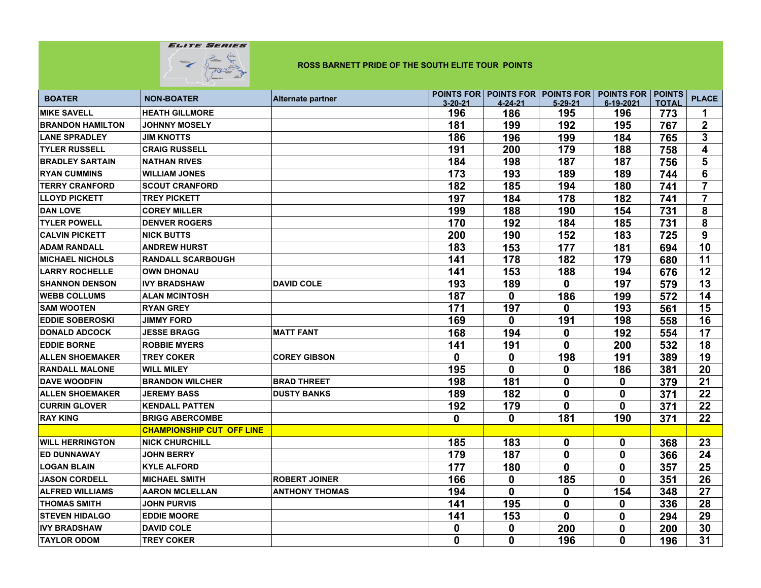**ELITE SERIES**

## ROSS BARNETT PRIDE OF THE SOUTH ELITE TOUR POINTS

| BOATER | NON-BOATER | Alternate partner | POINTS FOR 3-20-21 | POINTS FOR 4-24-21 | POINTS FOR 5-29-21 | POINTS FOR 6-19-2021 | POINTS TOTAL | PLACE |
|---|---|---|---|---|---|---|---|---|
| MIKE SAVELL | HEATH GILLMORE | | 196 | 186 | 195 | 196 | 773 | 1 |
| BRANDON HAMILTON | JOHNNY MOSELY | | 181 | 199 | 192 | 195 | 767 | 2 |
| LANE SPRADLEY | JIM KNOTTS | | 186 | 196 | 199 | 184 | 765 | 3 |
| TYLER RUSSELL | CRAIG RUSSELL | | 191 | 200 | 179 | 188 | 758 | 4 |
| BRADLEY SARTAIN | NATHAN RIVES | | 184 | 198 | 187 | 187 | 756 | 5 |
| RYAN CUMMINS | WILLIAM JONES | | 173 | 193 | 189 | 189 | 744 | 6 |
| TERRY CRANFORD | SCOUT CRANFORD | | 182 | 185 | 194 | 180 | 741 | 7 |
| LLOYD PICKETT | TREY PICKETT | | 197 | 184 | 178 | 182 | 741 | 7 |
| DAN LOVE | COREY MILLER | | 199 | 188 | 190 | 154 | 731 | 8 |
| TYLER POWELL | DENVER ROGERS | | 170 | 192 | 184 | 185 | 731 | 8 |
| CALVIN PICKETT | NICK BUTTS | | 200 | 190 | 152 | 183 | 725 | 9 |
| ADAM RANDALL | ANDREW HURST | | 183 | 153 | 177 | 181 | 694 | 10 |
| MICHAEL NICHOLS | RANDALL SCARBOUGH | | 141 | 178 | 182 | 179 | 680 | 11 |
| LARRY ROCHELLE | OWN DHONAU | | 141 | 153 | 188 | 194 | 676 | 12 |
| SHANNON DENSON | IVY BRADSHAW | DAVID COLE | 193 | 189 | 0 | 197 | 579 | 13 |
| WEBB COLLUMS | ALAN MCINTOSH | | 187 | 0 | 186 | 199 | 572 | 14 |
| SAM WOOTEN | RYAN GREY | | 171 | 197 | 0 | 193 | 561 | 15 |
| EDDIE SOBEROSKI | JIMMY FORD | | 169 | 0 | 191 | 198 | 558 | 16 |
| DONALD ADCOCK | JESSE BRAGG | MATT FANT | 168 | 194 | 0 | 192 | 554 | 17 |
| EDDIE BORNE | ROBBIE MYERS | | 141 | 191 | 0 | 200 | 532 | 18 |
| ALLEN SHOEMAKER | TREY COKER | COREY GIBSON | 0 | 0 | 198 | 191 | 389 | 19 |
| RANDALL MALONE | WILL MILEY | | 195 | 0 | 0 | 186 | 381 | 20 |
| DAVE WOODFIN | BRANDON WILCHER | BRAD THREET | 198 | 181 | 0 | 0 | 379 | 21 |
| ALLEN SHOEMAKER | JEREMY BASS | DUSTY BANKS | 189 | 182 | 0 | 0 | 371 | 22 |
| CURRIN GLOVER | KENDALL PATTEN | | 192 | 179 | 0 | 0 | 371 | 22 |
| RAY KING | BRIGG ABERCOMBE | | 0 | 0 | 181 | 190 | 371 | 22 |
| | CHAMPIONSHIP CUT OFF LINE | | | | | | | |
| WILL HERRINGTON | NICK CHURCHILL | | 185 | 183 | 0 | 0 | 368 | 23 |
| ED DUNNAWAY | JOHN BERRY | | 179 | 187 | 0 | 0 | 366 | 24 |
| LOGAN BLAIN | KYLE ALFORD | | 177 | 180 | 0 | 0 | 357 | 25 |
| JASON CORDELL | MICHAEL SMITH | ROBERT JOINER | 166 | 0 | 185 | 0 | 351 | 26 |
| ALFRED WILLIAMS | AARON MCLELLAN | ANTHONY THOMAS | 194 | 0 | 0 | 154 | 348 | 27 |
| THOMAS SMITH | JOHN PURVIS | | 141 | 195 | 0 | 0 | 336 | 28 |
| STEVEN HIDALGO | EDDIE MOORE | | 141 | 153 | 0 | 0 | 294 | 29 |
| IVY BRADSHAW | DAVID COLE | | 0 | 0 | 200 | 0 | 200 | 30 |
| TAYLOR ODOM | TREY COKER | | 0 | 0 | 196 | 0 | 196 | 31 |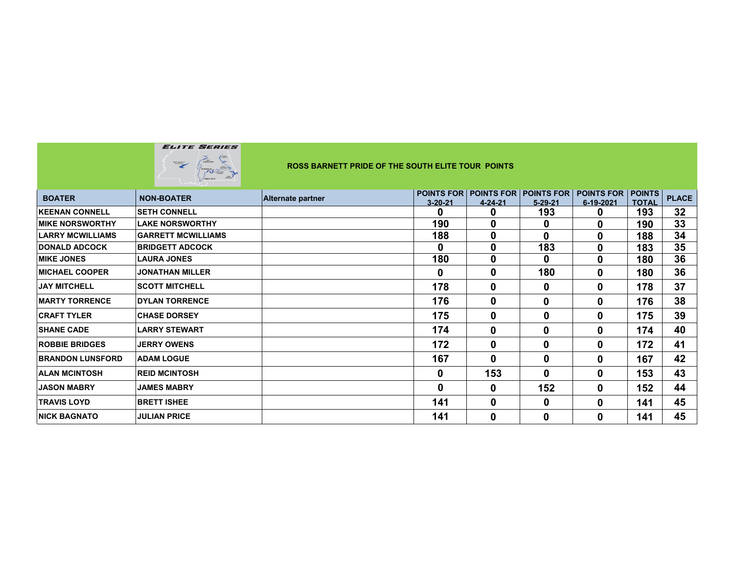ELITE SERIES

**ROSS BARNETT PRIDE OF THE SOUTH ELITE TOUR POINTS**

| BOATER | NON-BOATER | Alternate partner | POINTS FOR 3-20-21 | POINTS FOR 4-24-21 | POINTS FOR 5-29-21 | POINTS FOR 6-19-2021 | POINTS TOTAL | PLACE |
|---|---|---|---|---|---|---|---|---|
| KEENAN CONNELL | SETH CONNELL | | 0 | 0 | 193 | 0 | 193 | 32 |
| MIKE NORSWORTHY | LAKE NORSWORTHY | | 190 | 0 | 0 | 0 | 190 | 33 |
| LARRY MCWILLIAMS | GARRETT MCWILLIAMS | | 188 | 0 | 0 | 0 | 188 | 34 |
| DONALD ADCOCK | BRIDGETT ADCOCK | | 0 | 0 | 183 | 0 | 183 | 35 |
| MIKE JONES | LAURA JONES | | 180 | 0 | 0 | 0 | 180 | 36 |
| MICHAEL COOPER | JONATHAN MILLER | | 0 | 0 | 180 | 0 | 180 | 36 |
| JAY MITCHELL | SCOTT MITCHELL | | 178 | 0 | 0 | 0 | 178 | 37 |
| MARTY TORRENCE | DYLAN TORRENCE | | 176 | 0 | 0 | 0 | 176 | 38 |
| CRAFT TYLER | CHASE DORSEY | | 175 | 0 | 0 | 0 | 175 | 39 |
| SHANE CADE | LARRY STEWART | | 174 | 0 | 0 | 0 | 174 | 40 |
| ROBBIE BRIDGES | JERRY OWENS | | 172 | 0 | 0 | 0 | 172 | 41 |
| BRANDON LUNSFORD | ADAM LOGUE | | 167 | 0 | 0 | 0 | 167 | 42 |
| ALAN MCINTOSH | REID MCINTOSH | | 0 | 153 | 0 | 0 | 153 | 43 |
| JASON MABRY | JAMES MABRY | | 0 | 0 | 152 | 0 | 152 | 44 |
| TRAVIS LOYD | BRETT ISHEE | | 141 | 0 | 0 | 0 | 141 | 45 |
| NICK BAGNATO | JULIAN PRICE | | 141 | 0 | 0 | 0 | 141 | 45 |